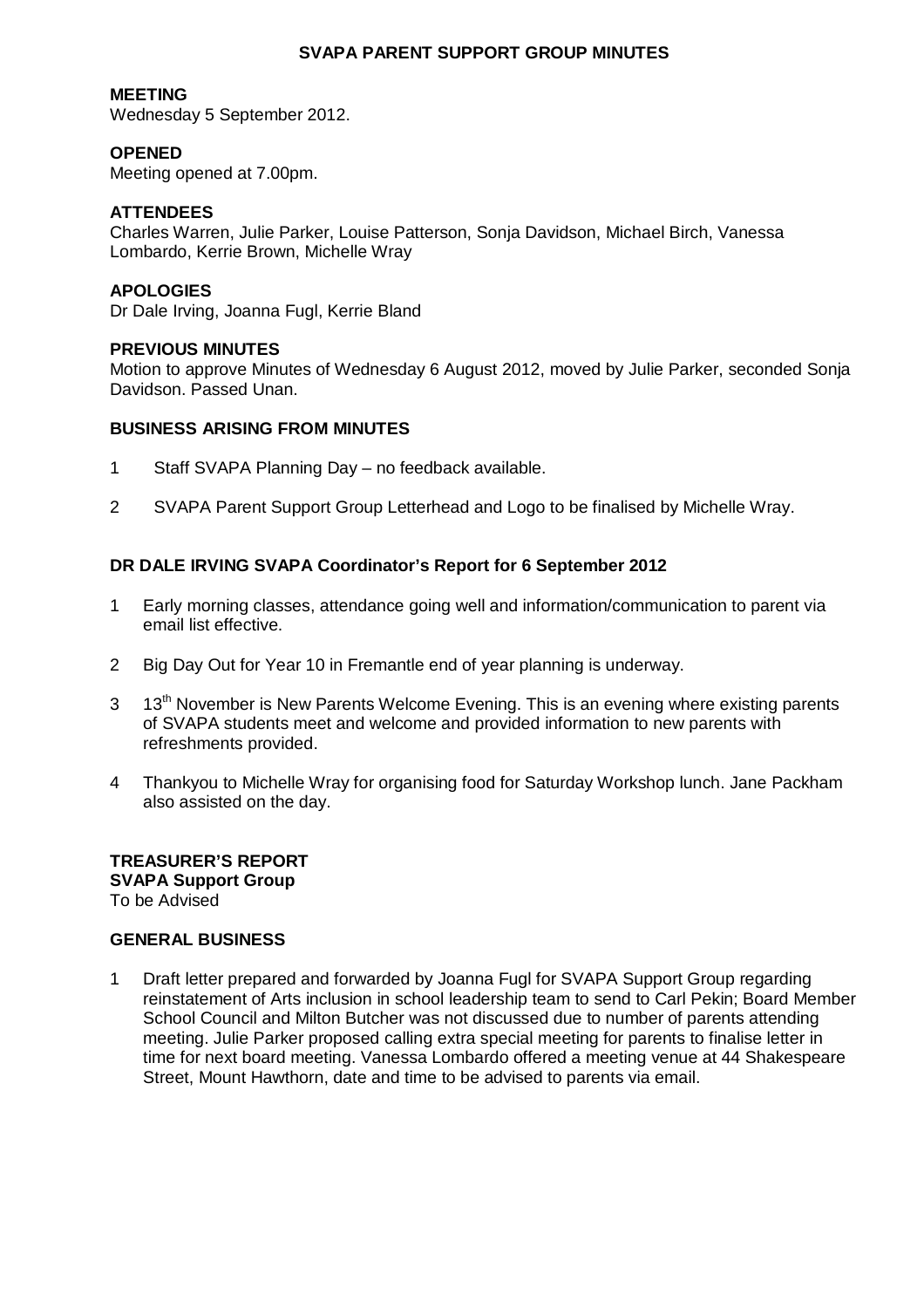# SVAPA PARENT SUPPORT GROUP MINUTES

**MEETING**
Wednesday 5 September 2012.

**OPENED**
Meeting opened at 7.00pm.

**ATTENDEES**
Charles Warren, Julie Parker, Louise Patterson, Sonja Davidson, Michael Birch, Vanessa Lombardo, Kerrie Brown, Michelle Wray

**APOLOGIES**
Dr Dale Irving, Joanna Fugl, Kerrie Bland

**PREVIOUS MINUTES**
Motion to approve Minutes of Wednesday 6 August 2012, moved by Julie Parker, seconded Sonja Davidson. Passed Unan.

**BUSINESS ARISING FROM MINUTES**

1 Staff SVAPA Planning Day – no feedback available.

2 SVAPA Parent Support Group Letterhead and Logo to be finalised by Michelle Wray.

**DR DALE IRVING SVAPA Coordinator's Report for 6 September 2012**

1 Early morning classes, attendance going well and information/communication to parent via email list effective.

2 Big Day Out for Year 10 in Fremantle end of year planning is underway.

3 13th November is New Parents Welcome Evening. This is an evening where existing parents of SVAPA students meet and welcome and provided information to new parents with refreshments provided.

4 Thankyou to Michelle Wray for organising food for Saturday Workshop lunch. Jane Packham also assisted on the day.

**TREASURER'S REPORT**
**SVAPA Support Group**
To be Advised

**GENERAL BUSINESS**

1 Draft letter prepared and forwarded by Joanna Fugl for SVAPA Support Group regarding reinstatement of Arts inclusion in school leadership team to send to Carl Pekin; Board Member School Council and Milton Butcher was not discussed due to number of parents attending meeting. Julie Parker proposed calling extra special meeting for parents to finalise letter in time for next board meeting. Vanessa Lombardo offered a meeting venue at 44 Shakespeare Street, Mount Hawthorn, date and time to be advised to parents via email.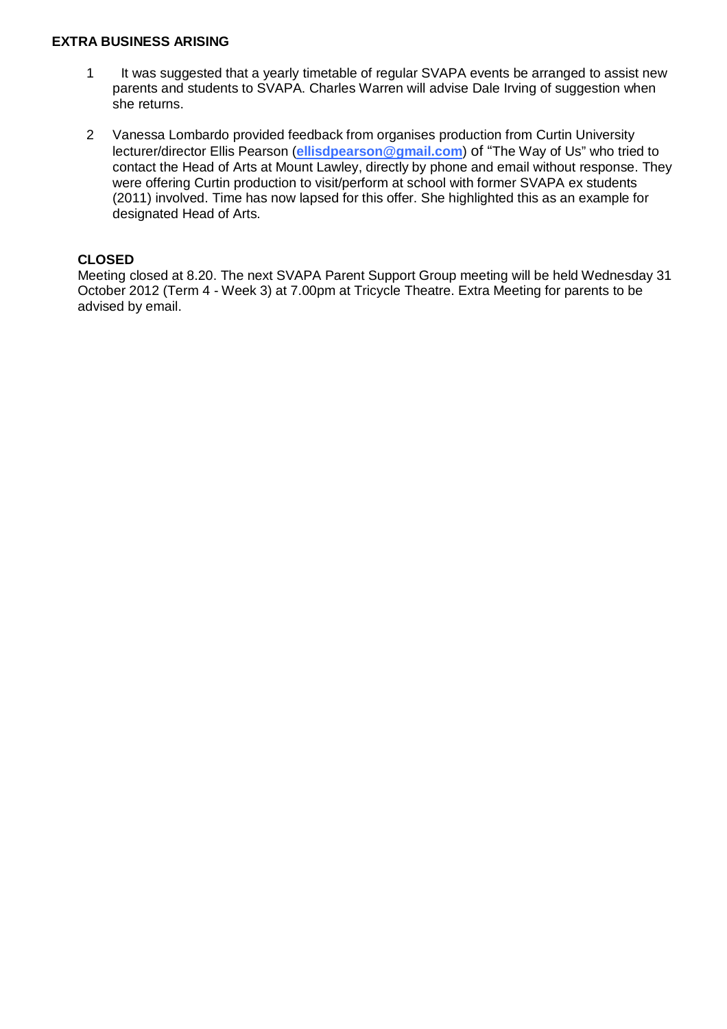**EXTRA BUSINESS ARISING**

1. It was suggested that a yearly timetable of regular SVAPA events be arranged to assist new parents and students to SVAPA. Charles Warren will advise Dale Irving of suggestion when she returns.

2. Vanessa Lombardo provided feedback from organises production from Curtin University lecturer/director Ellis Pearson (**ellisdpearson@gmail.com**) of "The Way of Us" who tried to contact the Head of Arts at Mount Lawley, directly by phone and email without response. They were offering Curtin production to visit/perform at school with former SVAPA ex students (2011) involved. Time has now lapsed for this offer. She highlighted this as an example for designated Head of Arts.

**CLOSED**

Meeting closed at 8.20. The next SVAPA Parent Support Group meeting will be held Wednesday 31 October 2012 (Term 4 - Week 3) at 7.00pm at Tricycle Theatre. Extra Meeting for parents to be advised by email.